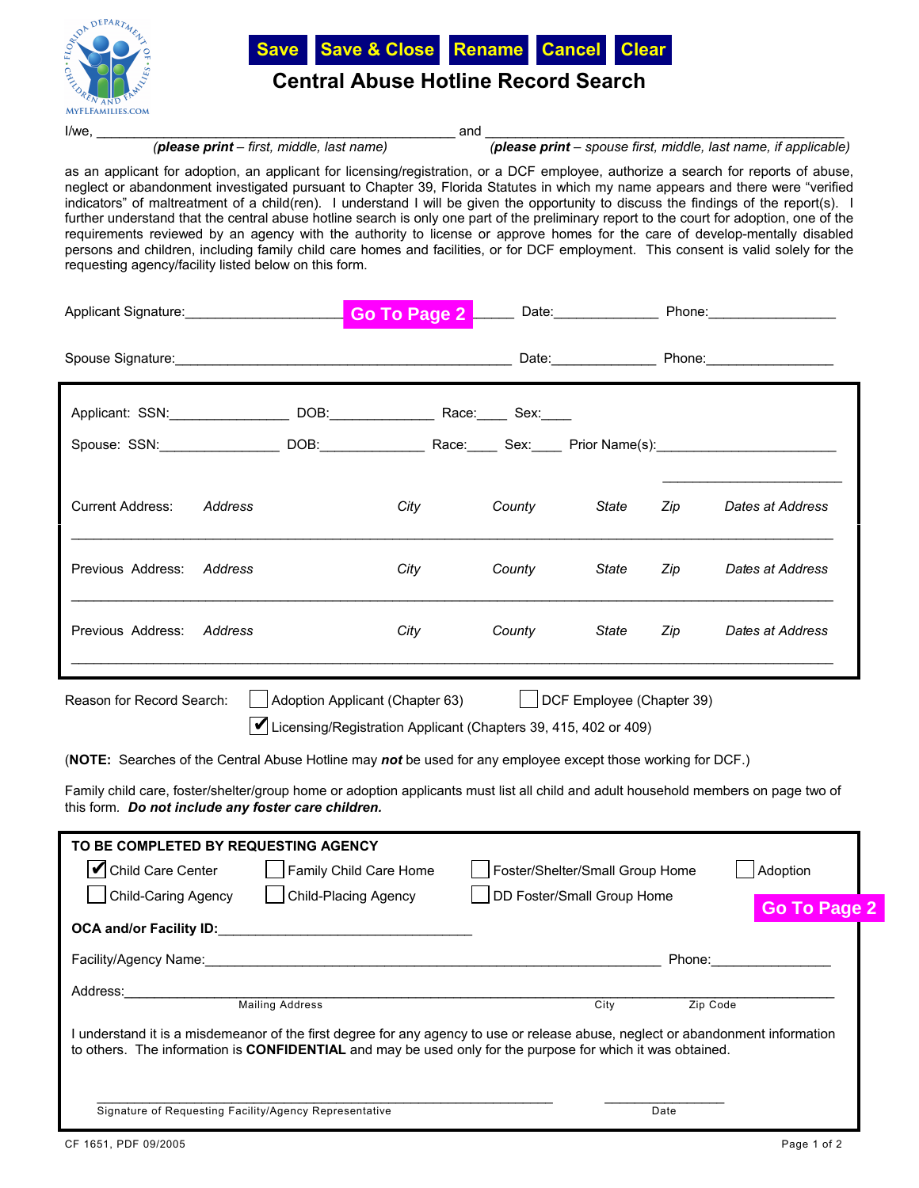Save | Save & Close | Rename | Cancel | Clear

# Central Abuse Hotline Record Search

I/we, ______________________________ and ______________________________

*(**please print** – first, middle, last name)* *(**please print** – spouse first, middle, last name, if applicable)*

as an applicant for adoption, an applicant for licensing/registration, or a DCF employee, authorize a search for reports of abuse, neglect or abandonment investigated pursuant to Chapter 39, Florida Statutes in which my name appears and there were "verified indicators" of maltreatment of a child(ren). I understand I will be given the opportunity to discuss the findings of the report(s). I further understand that the central abuse hotline search is only one part of the preliminary report to the court for adoption, one of the requirements reviewed by an agency with the authority to license or approve homes for the care of develop-mentally disabled persons and children, including family child care homes and facilities, or for DCF employment. This consent is valid solely for the requesting agency/facility listed below on this form.

Applicant Signature:____________________ Go To Page 2 ______ Date:_____________ Phone:________________

Spouse Signature:______________________________________________ Date:_____________ Phone:________________

Applicant: SSN:_______________ DOB:_____________ Race:____ Sex:____

Spouse: SSN:_______________ DOB:_____________ Race:____ Sex:____ Prior Name(s):_______________________

_______________________

Current Address: *Address* *City* *County* *State* *Zip* *Dates at Address*

________________________________________________________________________________

Previous Address: *Address* *City* *County* *State* *Zip* *Dates at Address*

________________________________________________________________________________

Previous Address: *Address* *City* *County* *State* *Zip* *Dates at Address*

________________________________________________________________________________

Reason for Record Search: ☐ Adoption Applicant (Chapter 63) ☐ DCF Employee (Chapter 39)

☑ Licensing/Registration Applicant (Chapters 39, 415, 402 or 409)

(**NOTE:** Searches of the Central Abuse Hotline may ***not*** be used for any employee except those working for DCF.)

Family child care, foster/shelter/group home or adoption applicants must list all child and adult household members on page two of this form. ***Do not include any foster care children.***

**TO BE COMPLETED BY REQUESTING AGENCY**

☑ Child Care Center ☐ Family Child Care Home ☐ Foster/Shelter/Small Group Home ☐ Adoption

☐ Child-Caring Agency ☐ Child-Placing Agency ☐ DD Foster/Small Group Home

Go To Page 2

**OCA and/or Facility ID:**________________________________

Facility/Agency Name:________________________________________________________ Phone:________________

Address:________________________________________________________________________________

Mailing Address City Zip Code

I understand it is a misdemeanor of the first degree for any agency to use or release abuse, neglect or abandonment information to others. The information is **CONFIDENTIAL** and may be used only for the purpose for which it was obtained.

__________________________________________________ ________________

Signature of Requesting Facility/Agency Representative Date

CF 1651, PDF 09/2005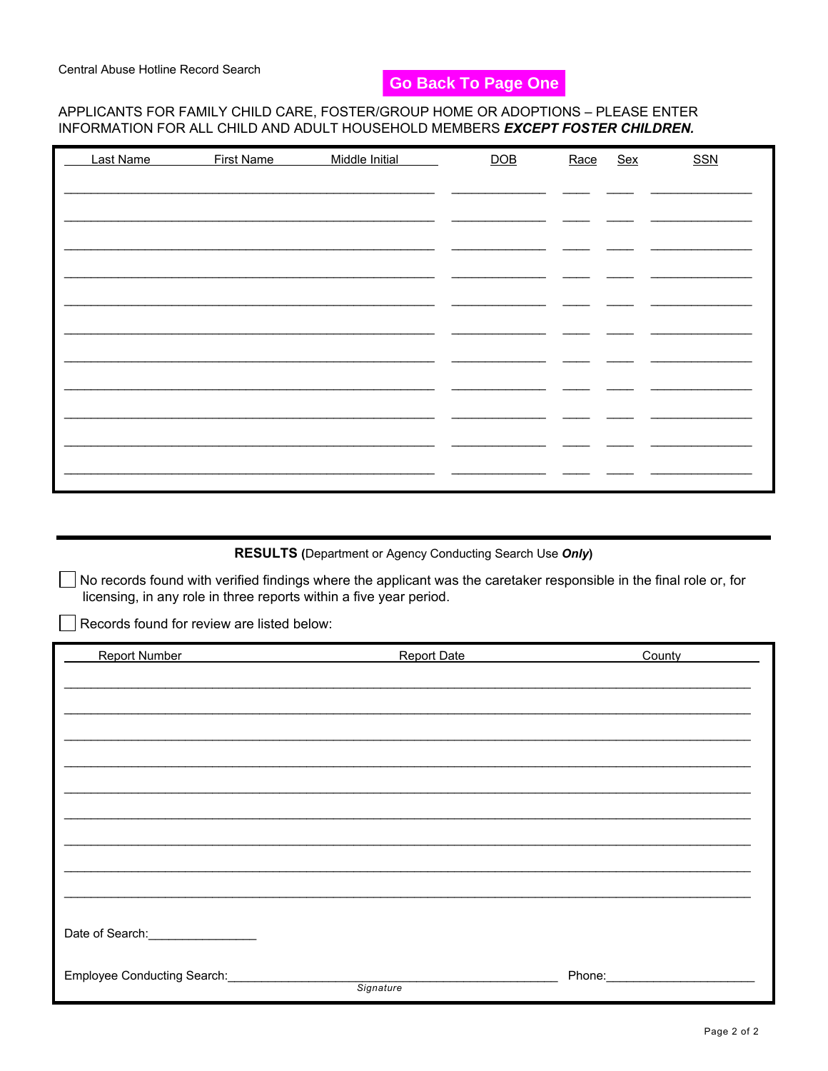Central Abuse Hotline Record Search

Go Back To Page One

APPLICANTS FOR FAMILY CHILD CARE, FOSTER/GROUP HOME OR ADOPTIONS – PLEASE ENTER INFORMATION FOR ALL CHILD AND ADULT HOUSEHOLD MEMBERS ***EXCEPT FOSTER CHILDREN.***

| Last Name | First Name | Middle Initial | DOB | Race | Sex | SSN |
|---|---|---|---|---|---|---|
| | | | | | | |
| | | | | | | |
| | | | | | | |
| | | | | | | |
| | | | | | | |
| | | | | | | |
| | | | | | | |
| | | | | | | |
| | | | | | | |
| | | | | | | |
| | | | | | | |

**RESULTS (**Department or Agency Conducting Search Use ***Only*****)**

☐ No records found with verified findings where the applicant was the caretaker responsible in the final role or, for licensing, in any role in three reports within a five year period.

☐ Records found for review are listed below:

| Report Number | Report Date | County |
|---|---|---|
| | | |
| | | |
| | | |
| | | |
| | | |
| | | |
| | | |
| | | |
| | | |

Date of Search:________________

Employee Conducting Search:________________________________________ Phone:_____________________

*Signature*